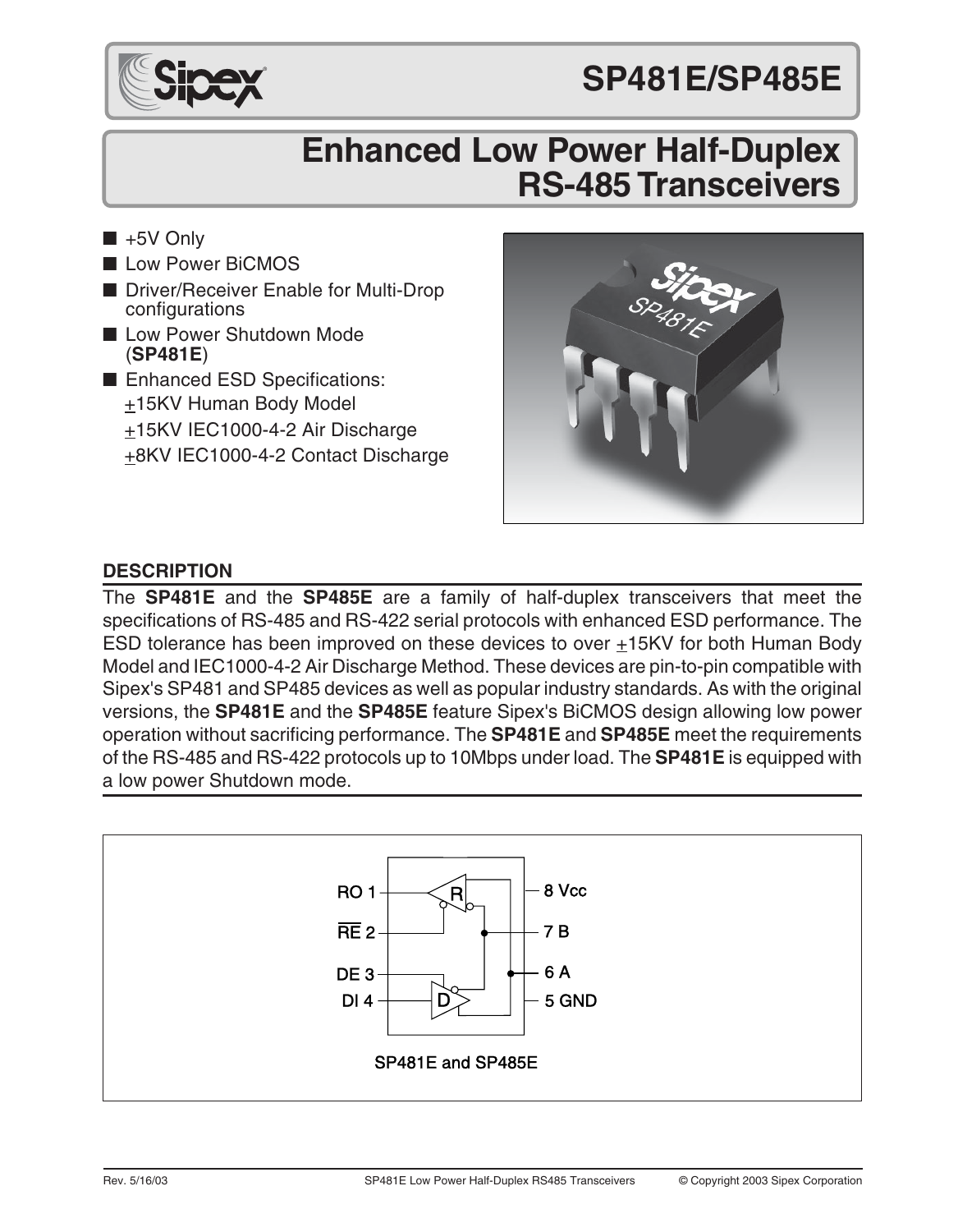# SP481E/SP485E

## Enhanced Low Power Half-Duplex RS-485 Transceivers

- +5V Only
- Low Power BiCMOS
- Driver/Receiver Enable for Multi-Drop configurations
- Low Power Shutdown Mode (**SP481E**)
- Enhanced ESD Specifications:
  - ±15KV Human Body Model
  - ±15KV IEC1000-4-2 Air Discharge
  - ±8KV IEC1000-4-2 Contact Discharge

### DESCRIPTION

The **SP481E** and the **SP485E** are a family of half-duplex transceivers that meet the specifications of RS-485 and RS-422 serial protocols with enhanced ESD performance. The ESD tolerance has been improved on these devices to over ±15KV for both Human Body Model and IEC1000-4-2 Air Discharge Method. These devices are pin-to-pin compatible with Sipex's SP481 and SP485 devices as well as popular industry standards. As with the original versions, the **SP481E** and the **SP485E** feature Sipex's BiCMOS design allowing low power operation without sacrificing performance. The **SP481E** and **SP485E** meet the requirements of the RS-485 and RS-422 protocols up to 10Mbps under load. The **SP481E** is equipped with a low power Shutdown mode.

RO 1, $\overline{RE}$ 2, DE 3, DI 4, 5 GND, 6 A, 7 B, 8 Vcc

SP481E and SP485E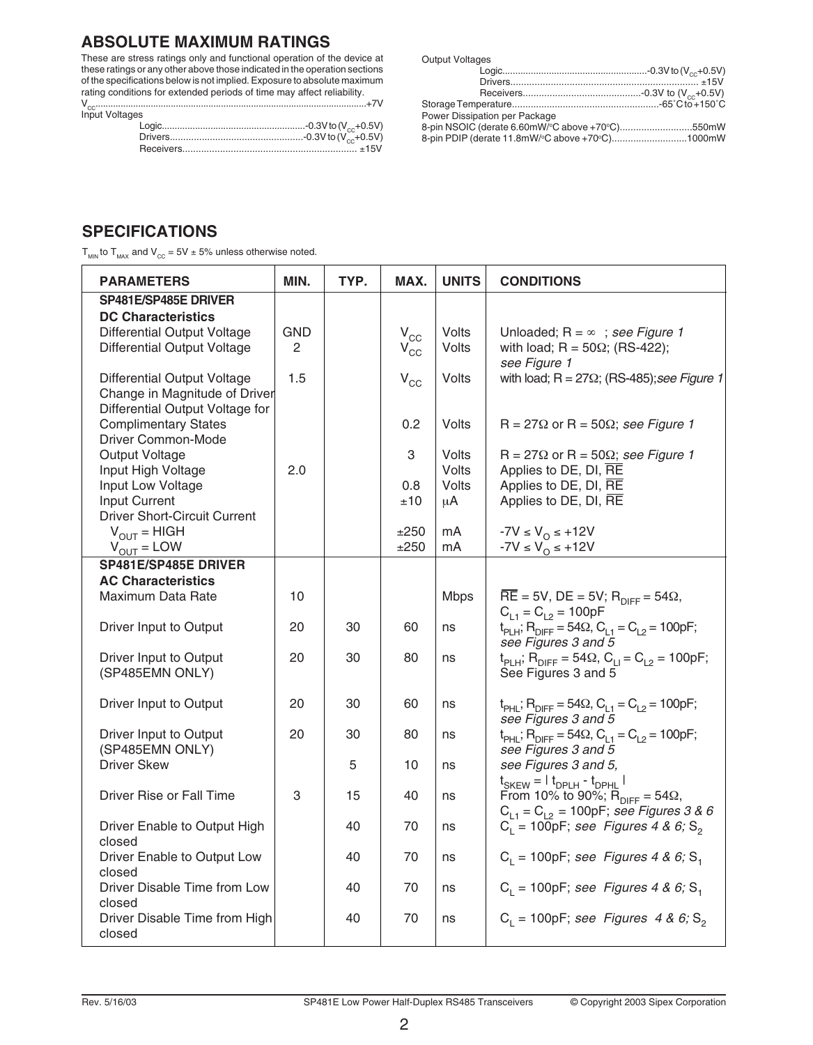## ABSOLUTE MAXIMUM RATINGS

These are stress ratings only and functional operation of the device at these ratings or any other above those indicated in the operation sections of the specifications below is not implied. Exposure to absolute maximum rating conditions for extended periods of time may affect reliability.

$V_{CC}$....................................................................................................+7V

Input Voltages
- Logic....................................................-0.3V to ($V_{CC}$+0.5V)
- Drivers..................................................-0.3V to ($V_{CC}$+0.5V)
- Receivers.................................................................±15V

Output Voltages
- Logic....................................................-0.3V to ($V_{CC}$+0.5V)
- Drivers.................................................................±15V
- Receivers..............................................-0.3V to ($V_{CC}$+0.5V)

Storage Temperature..........................................................-65˚C to +150˚C

Power Dissipation per Package
- 8-pin NSOIC (derate 6.60mW/°C above +70°C)..........................550mW
- 8-pin PDIP (derate 11.8mW/°C above +70°C)...........................1000mW

## SPECIFICATIONS

$T_{MIN}$ to $T_{MAX}$ and $V_{CC}$ = 5V ± 5% unless otherwise noted.

| PARAMETERS | MIN. | TYP. | MAX. | UNITS | CONDITIONS |
|---|---|---|---|---|---|
| **SP481E/SP485E DRIVER** | | | | | |
| **DC Characteristics** | | | | | |
| Differential Output Voltage | GND | | $V_{CC}$ | Volts | Unloaded; R = ∞ ; *see Figure 1* |
| Differential Output Voltage | 2 | | $V_{CC}$ | Volts | with load; R = 50Ω; (RS-422); *see Figure 1* |
| Differential Output Voltage | 1.5 | | $V_{CC}$ | Volts | with load; R = 27Ω; (RS-485); *see Figure 1* |
| Change in Magnitude of Driver Differential Output Voltage for Complimentary States | | | 0.2 | Volts | R = 27Ω or R = 50Ω; *see Figure 1* |
| Driver Common-Mode Output Voltage | | | 3 | Volts | R = 27Ω or R = 50Ω; *see Figure 1* |
| Input High Voltage | 2.0 | | | Volts | Applies to DE, DI, $\overline{RE}$ |
| Input Low Voltage | | | 0.8 | Volts | Applies to DE, DI, $\overline{RE}$ |
| Input Current | | | ±10 | µA | Applies to DE, DI, $\overline{RE}$ |
| Driver Short-Circuit Current | | | | | |
| $V_{OUT}$ = HIGH | | | ±250 | mA | -7V ≤ $V_O$ ≤ +12V |
| $V_{OUT}$ = LOW | | | ±250 | mA | -7V ≤ $V_O$ ≤ +12V |
| **SP481E/SP485E DRIVER** | | | | | |
| **AC Characteristics** | | | | | |
| Maximum Data Rate | 10 | | | Mbps | $\overline{RE}$ = 5V, DE = 5V; $R_{DIFF}$ = 54Ω, $C_{L1}$ = $C_{L2}$ = 100pF |
| Driver Input to Output | 20 | 30 | 60 | ns | $t_{PLH}$; $R_{DIFF}$ = 54Ω, $C_{L1}$ = $C_{L2}$ = 100pF; *see Figures 3 and 5* |
| Driver Input to Output (SP485EMN ONLY) | 20 | 30 | 80 | ns | $t_{PLH}$; $R_{DIFF}$ = 54Ω, $C_{LI}$ = $C_{L2}$ = 100pF; See Figures 3 and 5 |
| Driver Input to Output | 20 | 30 | 60 | ns | $t_{PHL}$; $R_{DIFF}$ = 54Ω, $C_{L1}$ = $C_{L2}$ = 100pF; *see Figures 3 and 5* |
| Driver Input to Output (SP485EMN ONLY) | 20 | 30 | 80 | ns | $t_{PHL}$; $R_{DIFF}$ = 54Ω, $C_{L1}$ = $C_{L2}$ = 100pF; *see Figures 3 and 5* |
| Driver Skew | | 5 | 10 | ns | *see Figures 3 and 5,* $t_{SKEW}$ = \| $t_{DPLH}$ - $t_{DPHL}$ \| |
| Driver Rise or Fall Time | 3 | 15 | 40 | ns | From 10% to 90%; $R_{DIFF}$ = 54Ω, $C_{L1}$ = $C_{L2}$ = 100pF; *see Figures 3 & 6* |
| Driver Enable to Output High | | 40 | 70 | ns | $C_L$ = 100pF; *see Figures 4 & 6;* $S_2$ closed |
| Driver Enable to Output Low | | 40 | 70 | ns | $C_L$ = 100pF; *see Figures 4 & 6;* $S_1$ closed |
| Driver Disable Time from Low | | 40 | 70 | ns | $C_L$ = 100pF; *see Figures 4 & 6;* $S_1$ closed |
| Driver Disable Time from High | | 40 | 70 | ns | $C_L$ = 100pF; *see Figures 4 & 6;* $S_2$ closed |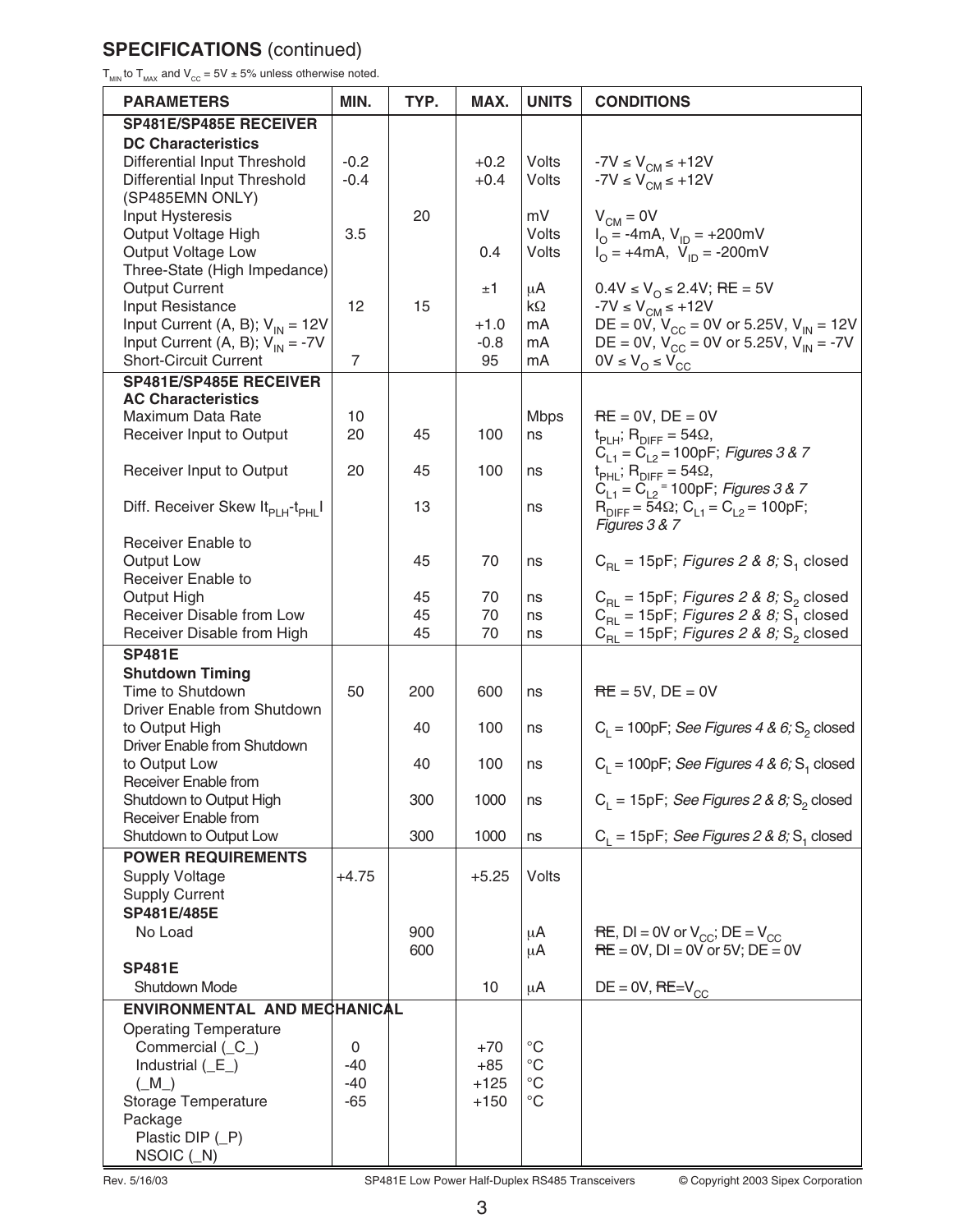## SPECIFICATIONS (continued)

$T_{MIN}$ to $T_{MAX}$ and $V_{CC}$ = 5V ± 5% unless otherwise noted.

| PARAMETERS | MIN. | TYP. | MAX. | UNITS | CONDITIONS |
|---|---|---|---|---|---|
| **SP481E/SP485E RECEIVER** | | | | | |
| **DC Characteristics** | | | | | |
| Differential Input Threshold | -0.2 | | +0.2 | Volts | $-7V \le V_{CM} \le +12V$ |
| Differential Input Threshold (SP485EMN ONLY) | -0.4 | | +0.4 | Volts | $-7V \le V_{CM} \le +12V$ |
| Input Hysteresis | | 20 | | mV | $V_{CM}$ = 0V |
| Output Voltage High | 3.5 | | | Volts | $I_O$ = -4mA, $V_{ID}$ = +200mV |
| Output Voltage Low | | | 0.4 | Volts | $I_O$ = +4mA, $V_{ID}$ = -200mV |
| Three-State (High Impedance) Output Current | | | ±1 | µA | $0.4V \le V_O \le 2.4V$; $\overline{RE}$ = 5V |
| Input Resistance | 12 | 15 | | kΩ | $-7V \le V_{CM} \le +12V$ |
| Input Current (A, B); $V_{IN}$ = 12V | | | +1.0 | mA | DE = 0V, $V_{CC}$ = 0V or 5.25V, $V_{IN}$ = 12V |
| Input Current (A, B); $V_{IN}$ = -7V | | | -0.8 | mA | DE = 0V, $V_{CC}$ = 0V or 5.25V, $V_{IN}$ = -7V |
| Short-Circuit Current | 7 | | 95 | mA | $0V \le V_O \le V_{CC}$ |
| **SP481E/SP485E RECEIVER** | | | | | |
| **AC Characteristics** | | | | | |
| Maximum Data Rate | 10 | | | Mbps | $\overline{RE}$ = 0V, DE = 0V |
| Receiver Input to Output | 20 | 45 | 100 | ns | $t_{PLH}$; $R_{DIFF}$ = 54Ω, $C_{L1}$ = $C_{L2}$ = 100pF; *Figures 3 & 7* |
| Receiver Input to Output | 20 | 45 | 100 | ns | $t_{PHL}$; $R_{DIFF}$ = 54Ω, $C_{L1}$ = $C_{L2}$ = 100pF; *Figures 3 & 7* |
| Diff. Receiver Skew $\lvert t_{PLH}-t_{PHL} \rvert$ | | 13 | | ns | $R_{DIFF}$ = 54Ω; $C_{L1}$ = $C_{L2}$ = 100pF; *Figures 3 & 7* |
| Receiver Enable to Output Low | | 45 | 70 | ns | $C_{RL}$ = 15pF; *Figures 2 & 8;* $S_1$ closed |
| Receiver Enable to Output High | | 45 | 70 | ns | $C_{RL}$ = 15pF; *Figures 2 & 8;* $S_2$ closed |
| Receiver Disable from Low | | 45 | 70 | ns | $C_{RL}$ = 15pF; *Figures 2 & 8;* $S_1$ closed |
| Receiver Disable from High | | 45 | 70 | ns | $C_{RL}$ = 15pF; *Figures 2 & 8;* $S_2$ closed |
| **SP481E** | | | | | |
| **Shutdown Timing** | | | | | |
| Time to Shutdown | 50 | 200 | 600 | ns | $\overline{RE}$ = 5V, DE = 0V |
| Driver Enable from Shutdown to Output High | | 40 | 100 | ns | $C_L$ = 100pF; *See Figures 4 & 6;* $S_2$ closed |
| Driver Enable from Shutdown to Output Low | | 40 | 100 | ns | $C_L$ = 100pF; *See Figures 4 & 6;* $S_1$ closed |
| Receiver Enable from Shutdown to Output High | | 300 | 1000 | ns | $C_L$ = 15pF; *See Figures 2 & 8;* $S_2$ closed |
| Receiver Enable from Shutdown to Output Low | | 300 | 1000 | ns | $C_L$ = 15pF; *See Figures 2 & 8;* $S_1$ closed |
| **POWER REQUIREMENTS** | | | | | |
| Supply Voltage | +4.75 | | +5.25 | Volts | |
| Supply Current | | | | | |
| **SP481E/485E** | | | | | |
| No Load | | 900 | | µA | $\overline{RE}$, DI = 0V or $V_{CC}$; DE = $V_{CC}$ |
| | | 600 | | µA | $\overline{RE}$ = 0V, DI = 0V or 5V; DE = 0V |
| **SP481E** | | | | | |
| Shutdown Mode | | | 10 | µA | DE = 0V, $\overline{RE}$=$V_{CC}$ |
| **ENVIRONMENTAL AND MECHANICAL** | | | | | |
| Operating Temperature | | | | | |
| Commercial (_C_) | 0 | | +70 | °C | |
| Industrial (_E_) | -40 | | +85 | °C | |
| (_M_) | -40 | | +125 | °C | |
| Storage Temperature | -65 | | +150 | °C | |
| Package | | | | | |
| Plastic DIP (_P) | | | | | |
| NSOIC (_N) | | | | | |

Rev. 5/16/03 SP481E Low Power Half-Duplex RS485 Transceivers © Copyright 2003 Sipex Corporation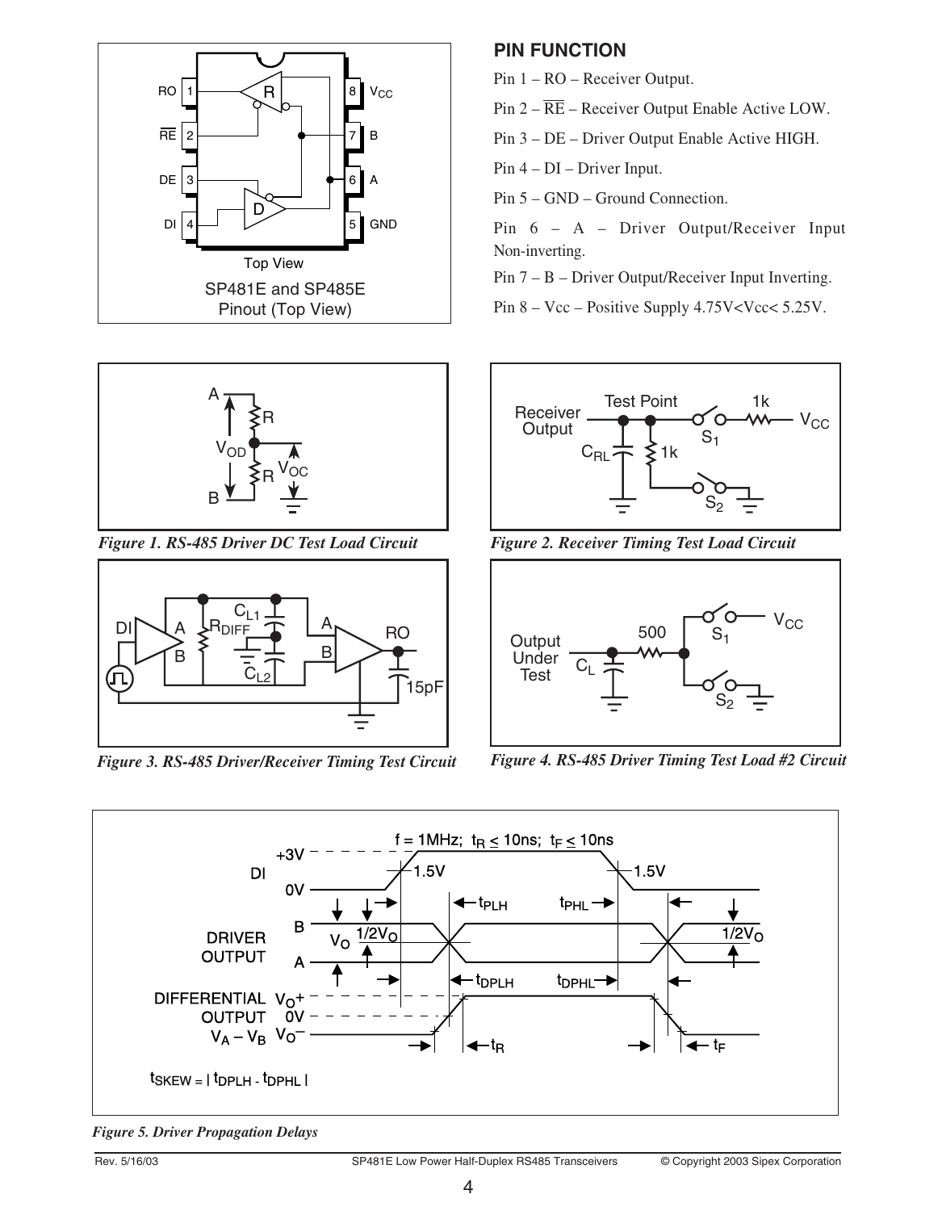## PIN FUNCTION

Pin 1 – RO – Receiver Output.

Pin 2 – $\overline{RE}$ – Receiver Output Enable Active LOW.

Pin 3 – DE – Driver Output Enable Active HIGH.

Pin 4 – DI – Driver Input.

Pin 5 – GND – Ground Connection.

Pin 6 – A – Driver Output/Receiver Input Non-inverting.

Pin 7 – B – Driver Output/Receiver Input Inverting.

Pin 8 – Vcc – Positive Supply 4.75V<Vcc< 5.25V.

SP481E and SP485E Pinout (Top View)

*Figure 1. RS-485 Driver DC Test Load Circuit*

*Figure 2. Receiver Timing Test Load Circuit*

*Figure 3. RS-485 Driver/Receiver Timing Test Circuit*

*Figure 4. RS-485 Driver Timing Test Load #2 Circuit*

$t_{SKEW} = | t_{DPLH} - t_{DPHL} |$

*Figure 5. Driver Propagation Delays*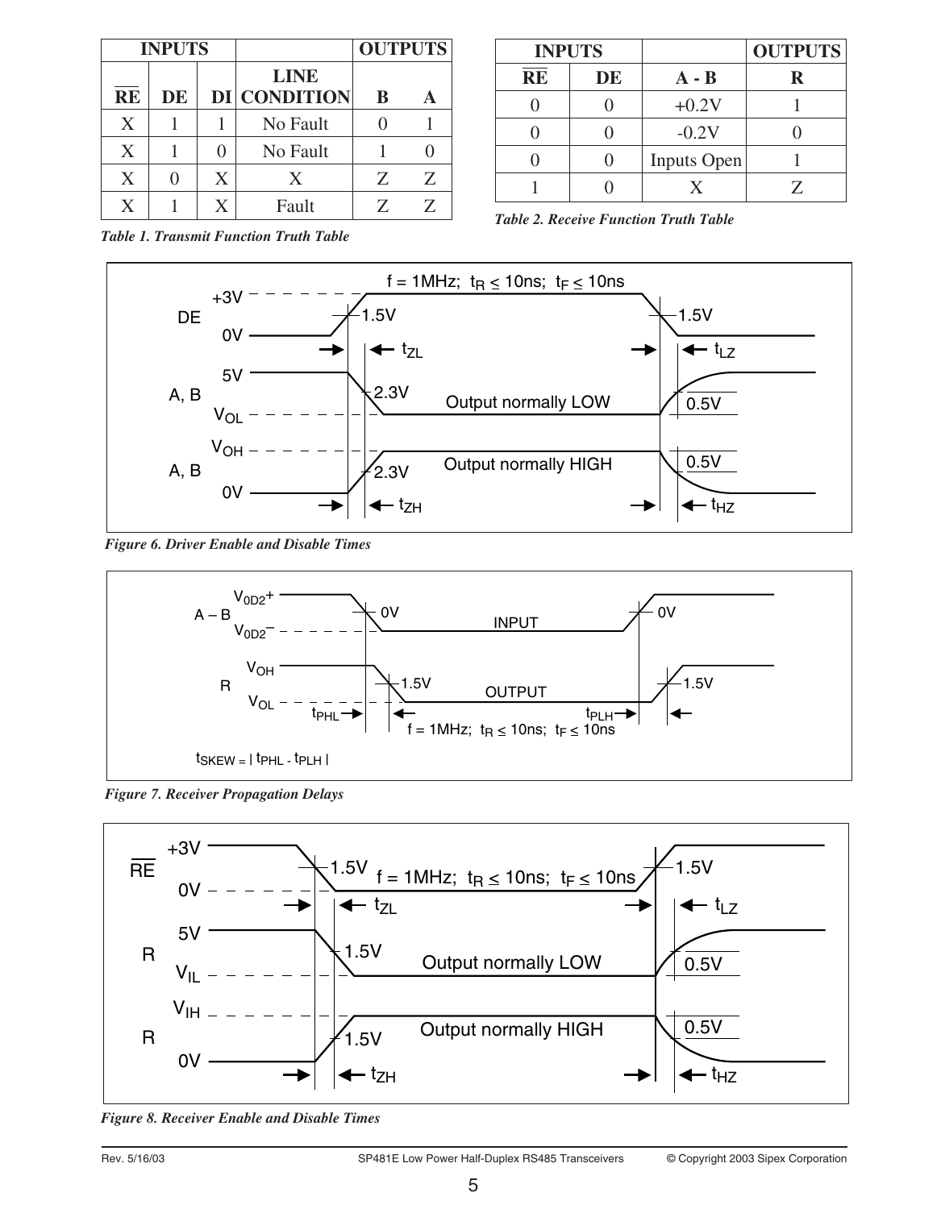| INPUTS | | | | OUTPUTS | |
|---|---|---|---|---|---|
| $\overline{RE}$ | DE | DI | LINE CONDITION | B | A |
| X | 1 | 1 | No Fault | 0 | 1 |
| X | 1 | 0 | No Fault | 1 | 0 |
| X | 0 | X | X | Z | Z |
| X | 1 | X | Fault | Z | Z |

*Table 1. Transmit Function Truth Table*

| INPUTS | | | OUTPUTS |
|---|---|---|---|
| $\overline{RE}$ | DE | A - B | R |
| 0 | 0 | +0.2V | 1 |
| 0 | 0 | -0.2V | 0 |
| 0 | 0 | Inputs Open | 1 |
| 1 | 0 | X | Z |

*Table 2. Receive Function Truth Table*

*Figure 6. Driver Enable and Disable Times*

*Figure 7. Receiver Propagation Delays*

*Figure 8. Receiver Enable and Disable Times*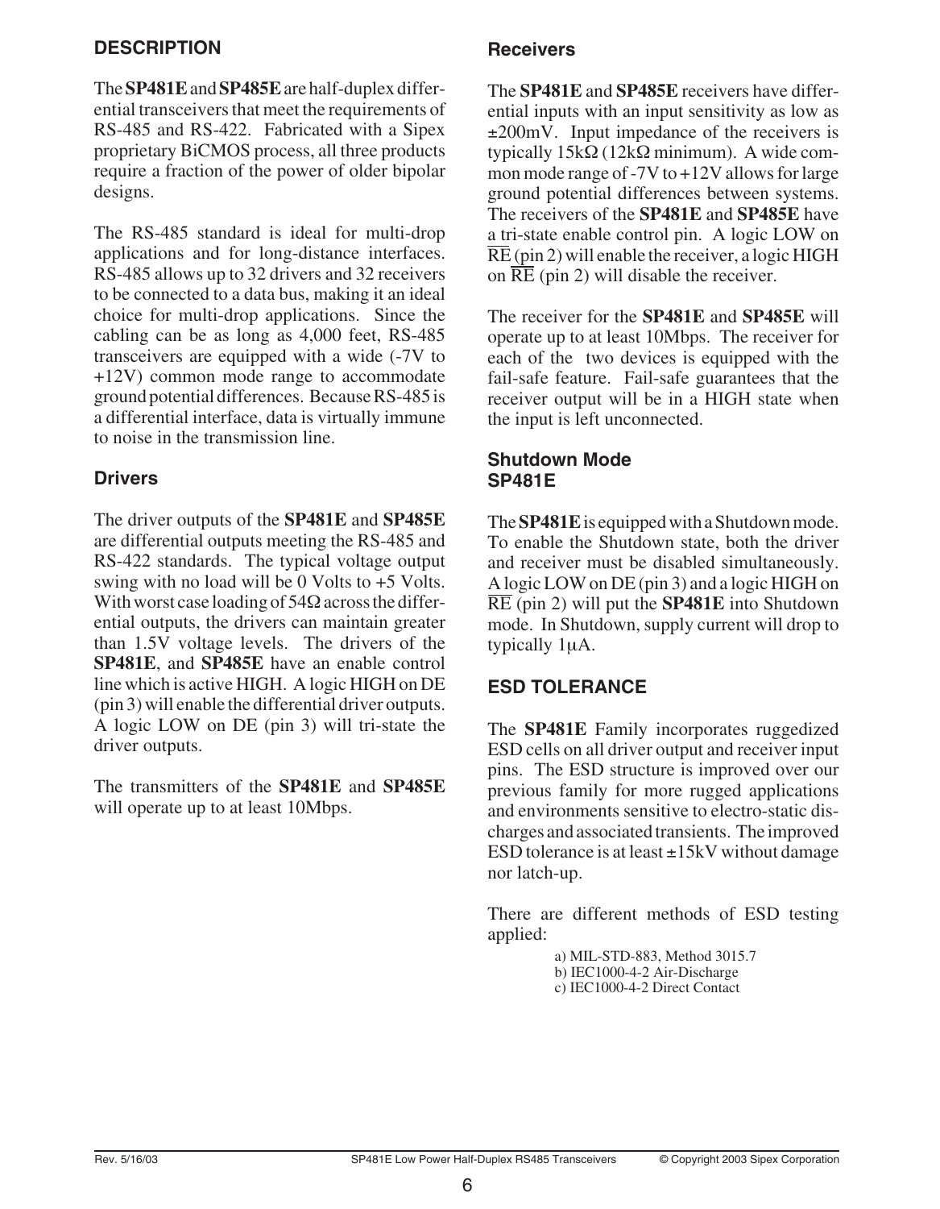## DESCRIPTION

The **SP481E** and **SP485E** are half-duplex differential transceivers that meet the requirements of RS-485 and RS-422. Fabricated with a Sipex proprietary BiCMOS process, all three products require a fraction of the power of older bipolar designs.

The RS-485 standard is ideal for multi-drop applications and for long-distance interfaces. RS-485 allows up to 32 drivers and 32 receivers to be connected to a data bus, making it an ideal choice for multi-drop applications. Since the cabling can be as long as 4,000 feet, RS-485 transceivers are equipped with a wide (-7V to +12V) common mode range to accommodate ground potential differences. Because RS-485 is a differential interface, data is virtually immune to noise in the transmission line.

### Drivers

The driver outputs of the **SP481E** and **SP485E** are differential outputs meeting the RS-485 and RS-422 standards. The typical voltage output swing with no load will be 0 Volts to +5 Volts. With worst case loading of 54Ω across the differential outputs, the drivers can maintain greater than 1.5V voltage levels. The drivers of the **SP481E**, and **SP485E** have an enable control line which is active HIGH. A logic HIGH on DE (pin 3) will enable the differential driver outputs. A logic LOW on DE (pin 3) will tri-state the driver outputs.

The transmitters of the **SP481E** and **SP485E** will operate up to at least 10Mbps.

### Receivers

The **SP481E** and **SP485E** receivers have differential inputs with an input sensitivity as low as ±200mV. Input impedance of the receivers is typically 15kΩ (12kΩ minimum). A wide common mode range of -7V to +12V allows for large ground potential differences between systems. The receivers of the **SP481E** and **SP485E** have a tri-state enable control pin. A logic LOW on $\overline{RE}$ (pin 2) will enable the receiver, a logic HIGH on $\overline{RE}$ (pin 2) will disable the receiver.

The receiver for the **SP481E** and **SP485E** will operate up to at least 10Mbps. The receiver for each of the two devices is equipped with the fail-safe feature. Fail-safe guarantees that the receiver output will be in a HIGH state when the input is left unconnected.

### Shutdown Mode SP481E

The **SP481E** is equipped with a Shutdown mode. To enable the Shutdown state, both the driver and receiver must be disabled simultaneously. A logic LOW on DE (pin 3) and a logic HIGH on $\overline{RE}$ (pin 2) will put the **SP481E** into Shutdown mode. In Shutdown, supply current will drop to typically 1μA.

## ESD TOLERANCE

The **SP481E** Family incorporates ruggedized ESD cells on all driver output and receiver input pins. The ESD structure is improved over our previous family for more rugged applications and environments sensitive to electro-static discharges and associated transients. The improved ESD tolerance is at least ±15kV without damage nor latch-up.

There are different methods of ESD testing applied:

a) MIL-STD-883, Method 3015.7
b) IEC1000-4-2 Air-Discharge
c) IEC1000-4-2 Direct Contact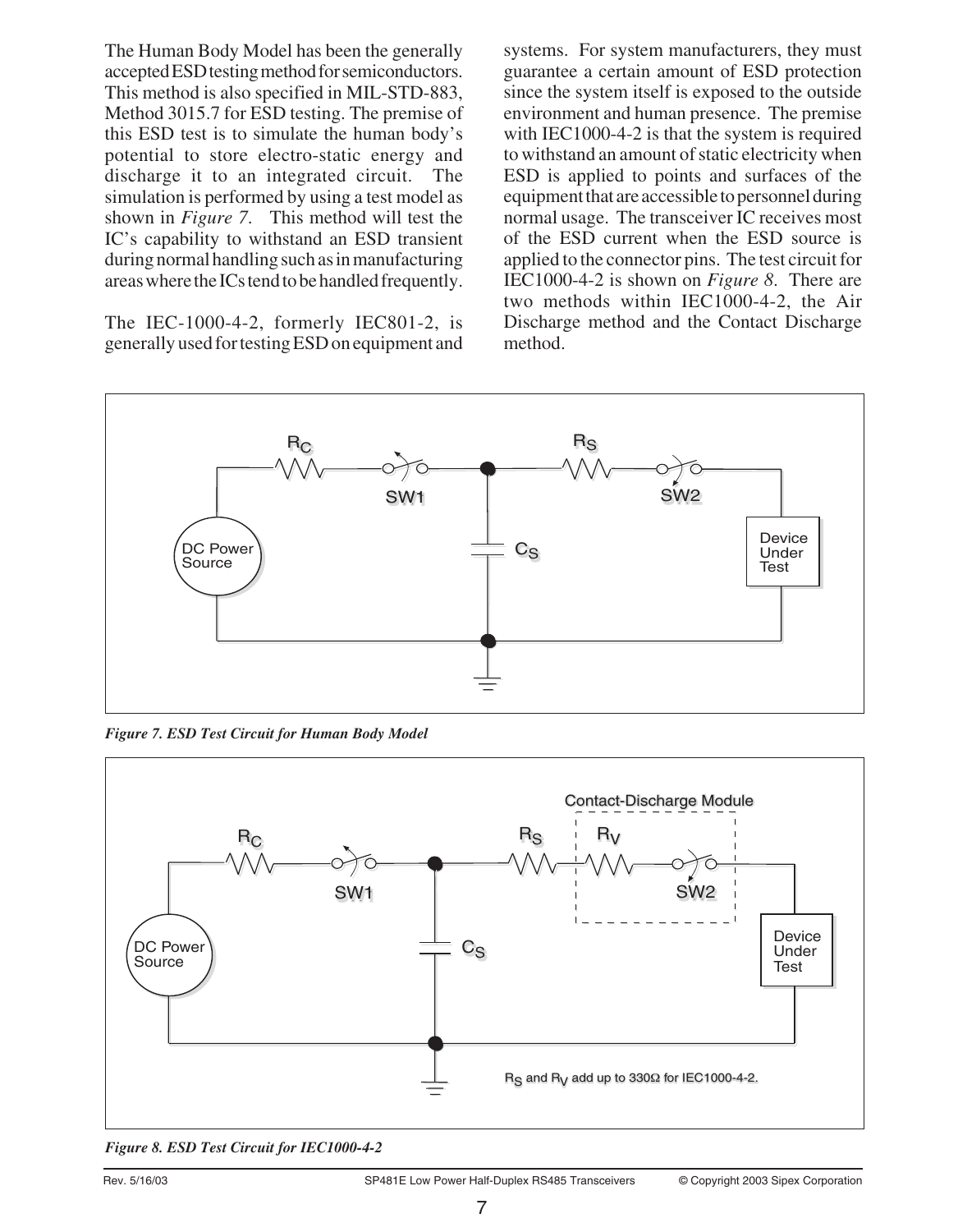The Human Body Model has been the generally accepted ESD testing method for semiconductors. This method is also specified in MIL-STD-883, Method 3015.7 for ESD testing. The premise of this ESD test is to simulate the human body's potential to store electro-static energy and discharge it to an integrated circuit. The simulation is performed by using a test model as shown in *Figure 7*. This method will test the IC's capability to withstand an ESD transient during normal handling such as in manufacturing areas where the ICs tend to be handled frequently.

The IEC-1000-4-2, formerly IEC801-2, is generally used for testing ESD on equipment and systems. For system manufacturers, they must guarantee a certain amount of ESD protection since the system itself is exposed to the outside environment and human presence. The premise with IEC1000-4-2 is that the system is required to withstand an amount of static electricity when ESD is applied to points and surfaces of the equipment that are accessible to personnel during normal usage. The transceiver IC receives most of the ESD current when the ESD source is applied to the connector pins. The test circuit for IEC1000-4-2 is shown on *Figure 8*. There are two methods within IEC1000-4-2, the Air Discharge method and the Contact Discharge method.

***Figure 7. ESD Test Circuit for Human Body Model***

$R_S$ and $R_V$ add up to 330Ω for IEC1000-4-2.

***Figure 8. ESD Test Circuit for IEC1000-4-2***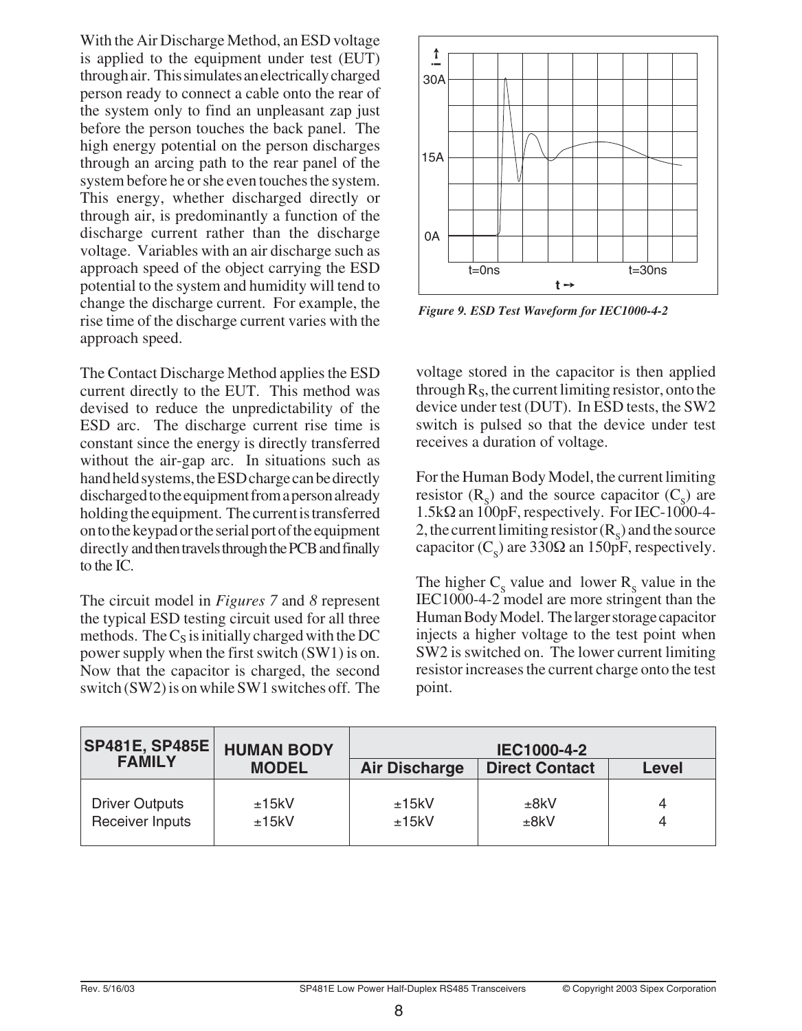With the Air Discharge Method, an ESD voltage is applied to the equipment under test (EUT) through air. This simulates an electrically charged person ready to connect a cable onto the rear of the system only to find an unpleasant zap just before the person touches the back panel. The high energy potential on the person discharges through an arcing path to the rear panel of the system before he or she even touches the system. This energy, whether discharged directly or through air, is predominantly a function of the discharge current rather than the discharge voltage. Variables with an air discharge such as approach speed of the object carrying the ESD potential to the system and humidity will tend to change the discharge current. For example, the rise time of the discharge current varies with the approach speed.

The Contact Discharge Method applies the ESD current directly to the EUT. This method was devised to reduce the unpredictability of the ESD arc. The discharge current rise time is constant since the energy is directly transferred without the air-gap arc. In situations such as hand held systems, the ESD charge can be directly discharged to the equipment from a person already holding the equipment. The current is transferred on to the keypad or the serial port of the equipment directly and then travels through the PCB and finally to the IC.

The circuit model in *Figures 7* and *8* represent the typical ESD testing circuit used for all three methods. The $C_S$ is initially charged with the DC power supply when the first switch (SW1) is on. Now that the capacitor is charged, the second switch (SW2) is on while SW1 switches off. The voltage stored in the capacitor is then applied through $R_S$, the current limiting resistor, onto the device under test (DUT). In ESD tests, the SW2 switch is pulsed so that the device under test receives a duration of voltage.

*Figure 9. ESD Test Waveform for IEC1000-4-2*

For the Human Body Model, the current limiting resistor ($R_S$) and the source capacitor ($C_S$) are 1.5kΩ an 100pF, respectively. For IEC-1000-4-2, the current limiting resistor ($R_S$) and the source capacitor ($C_S$) are 330Ω an 150pF, respectively.

The higher $C_s$ value and lower $R_s$ value in the IEC1000-4-2 model are more stringent than the Human Body Model. The larger storage capacitor injects a higher voltage to the test point when SW2 is switched on. The lower current limiting resistor increases the current charge onto the test point.

| SP481E, SP485E FAMILY | HUMAN BODY MODEL | IEC1000-4-2 | | |
|---|---|---|---|---|
| | | Air Discharge | Direct Contact | Level |
| Driver Outputs | ±15kV | ±15kV | ±8kV | 4 |
| Receiver Inputs | ±15kV | ±15kV | ±8kV | 4 |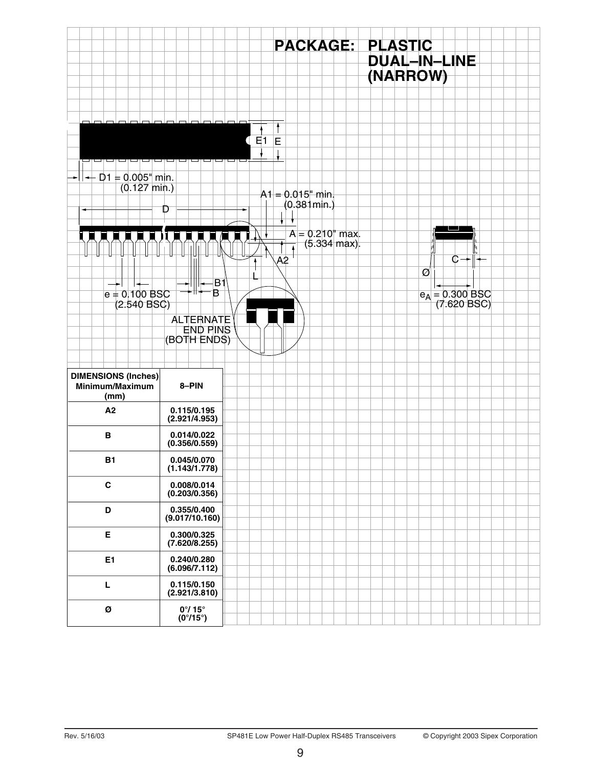# PACKAGE: PLASTIC DUAL–IN–LINE (NARROW)

D1 = 0.005" min. (0.127 min.)

A1 = 0.015" min. (0.381min.)

A = 0.210" max. (5.334 max).

e = 0.100 BSC (2.540 BSC)

ALTERNATE END PINS (BOTH ENDS)

$e_A$ = 0.300 BSC (7.620 BSC)

| DIMENSIONS (Inches) Minimum/Maximum (mm) | 8–PIN |
|---|---|
| A2 | 0.115/0.195 (2.921/4.953) |
| B | 0.014/0.022 (0.356/0.559) |
| B1 | 0.045/0.070 (1.143/1.778) |
| C | 0.008/0.014 (0.203/0.356) |
| D | 0.355/0.400 (9.017/10.160) |
| E | 0.300/0.325 (7.620/8.255) |
| E1 | 0.240/0.280 (6.096/7.112) |
| L | 0.115/0.150 (2.921/3.810) |
| Ø | 0°/ 15° (0°/15°) |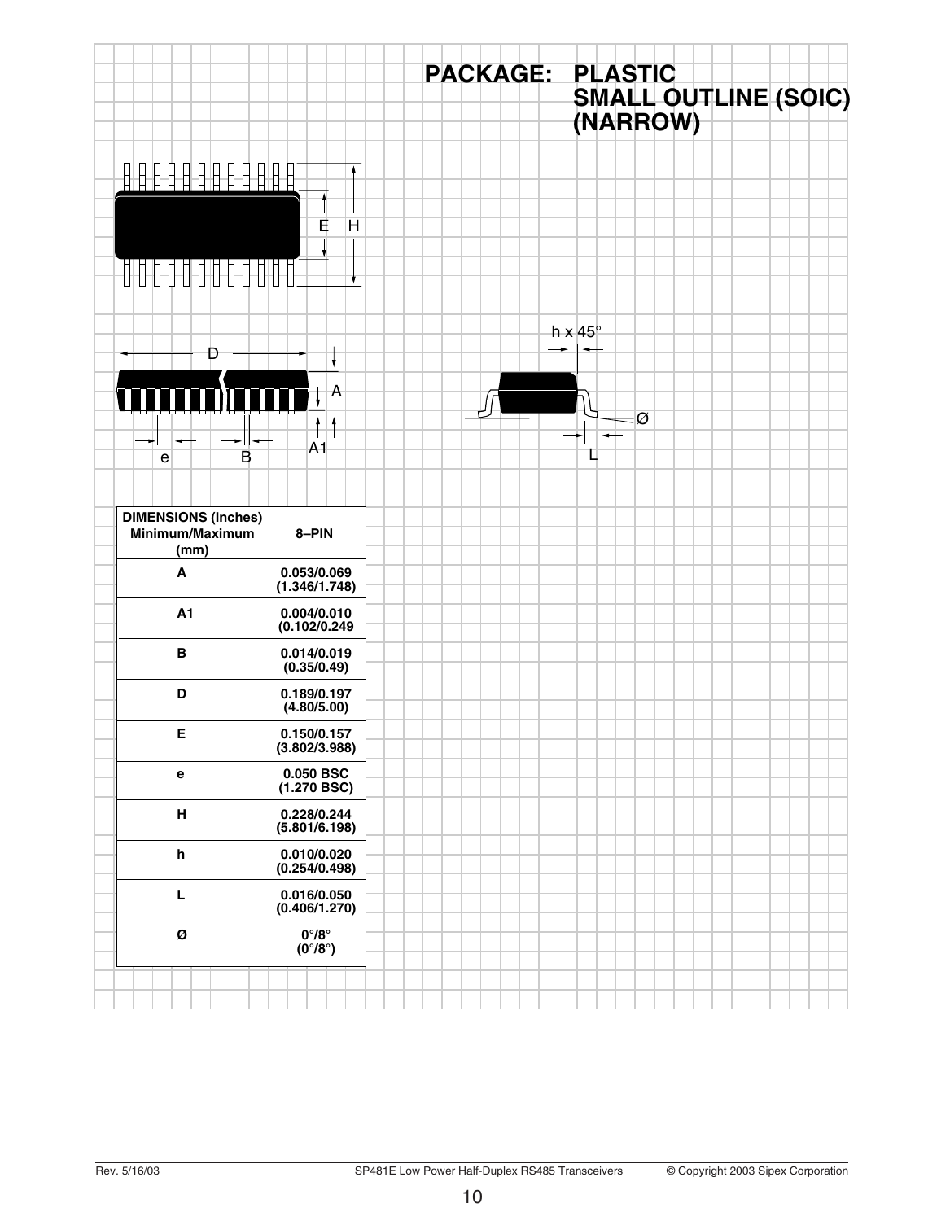# PACKAGE: PLASTIC SMALL OUTLINE (SOIC) (NARROW)

| DIMENSIONS (Inches) Minimum/Maximum (mm) | 8–PIN |
|---|---|
| A | 0.053/0.069 (1.346/1.748) |
| A1 | 0.004/0.010 (0.102/0.249 |
| B | 0.014/0.019 (0.35/0.49) |
| D | 0.189/0.197 (4.80/5.00) |
| E | 0.150/0.157 (3.802/3.988) |
| e | 0.050 BSC (1.270 BSC) |
| H | 0.228/0.244 (5.801/6.198) |
| h | 0.010/0.020 (0.254/0.498) |
| L | 0.016/0.050 (0.406/1.270) |
| Ø | 0°/8° (0°/8°) |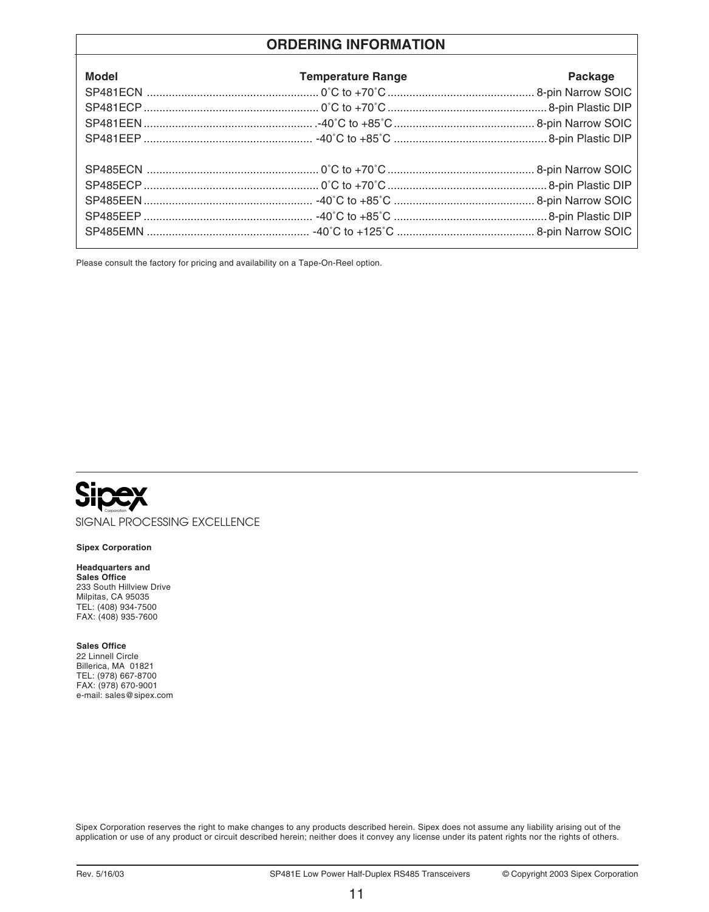## ORDERING INFORMATION

| Model | Temperature Range | Package |
|---|---|---|
| SP481ECN | 0˚C to +70˚C | 8-pin Narrow SOIC |
| SP481ECP | 0˚C to +70˚C | 8-pin Plastic DIP |
| SP481EEN | -40˚C to +85˚C | 8-pin Narrow SOIC |
| SP481EEP | -40˚C to +85˚C | 8-pin Plastic DIP |
| SP485ECN | 0˚C to +70˚C | 8-pin Narrow SOIC |
| SP485ECP | 0˚C to +70˚C | 8-pin Plastic DIP |
| SP485EEN | -40˚C to +85˚C | 8-pin Narrow SOIC |
| SP485EEP | -40˚C to +85˚C | 8-pin Plastic DIP |
| SP485EMN | -40˚C to +125˚C | 8-pin Narrow SOIC |

Please consult the factory for pricing and availability on a Tape-On-Reel option.

Sipex Corporation

SIGNAL PROCESSING EXCELLENCE

**Sipex Corporation**

**Headquarters and Sales Office**
233 South Hillview Drive
Milpitas, CA 95035
TEL: (408) 934-7500
FAX: (408) 935-7600

**Sales Office**
22 Linnell Circle
Billerica, MA 01821
TEL: (978) 667-8700
FAX: (978) 670-9001
e-mail: sales@sipex.com

Sipex Corporation reserves the right to make changes to any products described herein. Sipex does not assume any liability arising out of the application or use of any product or circuit described herein; neither does it convey any license under its patent rights nor the rights of others.